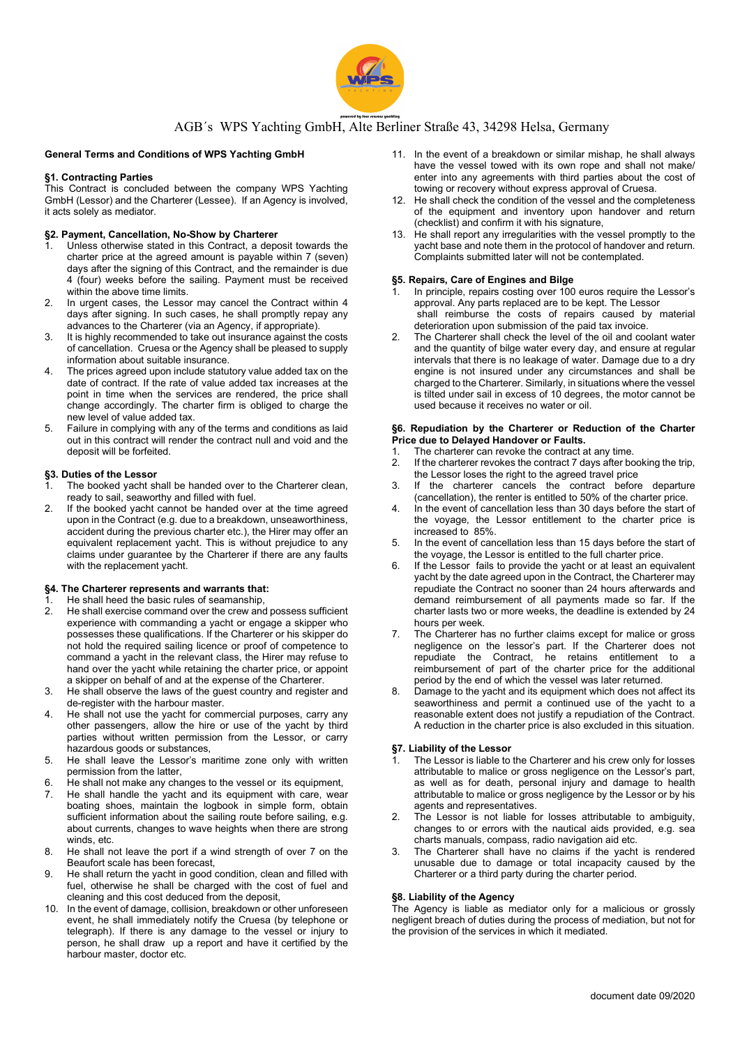AGB´s WPS Yachting GmbH, Alte Berliner Straße 43, 34298 Helsa, Germany

## General Terms and Conditions of WPS Yachting GmbH

### §1. Contracting Parties

This Contract is concluded between the company WPS Yachting GmbH (Lessor) and the Charterer (Lessee). If an Agency is involved, it acts solely as mediator.

### §2. Payment, Cancellation, No-Show by Charterer

1. Unless otherwise stated in this Contract, a deposit towards the charter price at the agreed amount is payable within 7 (seven) days after the signing of this Contract, and the remainder is due 4 (four) weeks before the sailing. Payment must be received within the above time limits.
2. In urgent cases, the Lessor may cancel the Contract within 4 days after signing. In such cases, he shall promptly repay any advances to the Charterer (via an Agency, if appropriate).
3. It is highly recommended to take out insurance against the costs of cancellation. Cruesa or the Agency shall be pleased to supply information about suitable insurance.
4. The prices agreed upon include statutory value added tax on the date of contract. If the rate of value added tax increases at the point in time when the services are rendered, the price shall change accordingly. The charter firm is obliged to charge the new level of value added tax.
5. Failure in complying with any of the terms and conditions as laid out in this contract will render the contract null and void and the deposit will be forfeited.

### §3. Duties of the Lessor

1. The booked yacht shall be handed over to the Charterer clean, ready to sail, seaworthy and filled with fuel.
2. If the booked yacht cannot be handed over at the time agreed upon in the Contract (e.g. due to a breakdown, unseaworthiness, accident during the previous charter etc.), the Hirer may offer an equivalent replacement yacht. This is without prejudice to any claims under guarantee by the Charterer if there are any faults with the replacement yacht.

### §4. The Charterer represents and warrants that:

1. He shall heed the basic rules of seamanship,
2. He shall exercise command over the crew and possess sufficient experience with commanding a yacht or engage a skipper who possesses these qualifications. If the Charterer or his skipper do not hold the required sailing licence or proof of competence to command a yacht in the relevant class, the Hirer may refuse to hand over the yacht while retaining the charter price, or appoint a skipper on behalf of and at the expense of the Charterer.
3. He shall observe the laws of the guest country and register and de-register with the harbour master.
4. He shall not use the yacht for commercial purposes, carry any other passengers, allow the hire or use of the yacht by third parties without written permission from the Lessor, or carry hazardous goods or substances,
5. He shall leave the Lessor's maritime zone only with written permission from the latter,
6. He shall not make any changes to the vessel or its equipment,
7. He shall handle the yacht and its equipment with care, wear boating shoes, maintain the logbook in simple form, obtain sufficient information about the sailing route before sailing, e.g. about currents, changes to wave heights when there are strong winds, etc.
8. He shall not leave the port if a wind strength of over 7 on the Beaufort scale has been forecast,
9. He shall return the yacht in good condition, clean and filled with fuel, otherwise he shall be charged with the cost of fuel and cleaning and this cost deduced from the deposit,
10. In the event of damage, collision, breakdown or other unforeseen event, he shall immediately notify the Cruesa (by telephone or telegraph). If there is any damage to the vessel or injury to person, he shall draw up a report and have it certified by the harbour master, doctor etc.
11. In the event of a breakdown or similar mishap, he shall always have the vessel towed with its own rope and shall not make/ enter into any agreements with third parties about the cost of towing or recovery without express approval of Cruesa.
12. He shall check the condition of the vessel and the completeness of the equipment and inventory upon handover and return (checklist) and confirm it with his signature,
13. He shall report any irregularities with the vessel promptly to the yacht base and note them in the protocol of handover and return. Complaints submitted later will not be contemplated.

### §5. Repairs, Care of Engines and Bilge

1. In principle, repairs costing over 100 euros require the Lessor's approval. Any parts replaced are to be kept. The Lessor shall reimburse the costs of repairs caused by material deterioration upon submission of the paid tax invoice.
2. The Charterer shall check the level of the oil and coolant water and the quantity of bilge water every day, and ensure at regular intervals that there is no leakage of water. Damage due to a dry engine is not insured under any circumstances and shall be charged to the Charterer. Similarly, in situations where the vessel is tilted under sail in excess of 10 degrees, the motor cannot be used because it receives no water or oil.

### §6. Repudiation by the Charterer or Reduction of the Charter Price due to Delayed Handover or Faults.

1. The charterer can revoke the contract at any time.
2. If the charterer revokes the contract 7 days after booking the trip, the Lessor loses the right to the agreed travel price
3. If the charterer cancels the contract before departure (cancellation), the renter is entitled to 50% of the charter price.
4. In the event of cancellation less than 30 days before the start of the voyage, the Lessor entitlement to the charter price is increased to 85%.
5. In the event of cancellation less than 15 days before the start of the voyage, the Lessor is entitled to the full charter price.
6. If the Lessor fails to provide the yacht or at least an equivalent yacht by the date agreed upon in the Contract, the Charterer may repudiate the Contract no sooner than 24 hours afterwards and demand reimbursement of all payments made so far. If the charter lasts two or more weeks, the deadline is extended by 24 hours per week.
7. The Charterer has no further claims except for malice or gross negligence on the lessor's part. If the Charterer does not repudiate the Contract, he retains entitlement to a reimbursement of part of the charter price for the additional period by the end of which the vessel was later returned.
8. Damage to the yacht and its equipment which does not affect its seaworthiness and permit a continued use of the yacht to a reasonable extent does not justify a repudiation of the Contract. A reduction in the charter price is also excluded in this situation.

### §7. Liability of the Lessor

1. The Lessor is liable to the Charterer and his crew only for losses attributable to malice or gross negligence on the Lessor's part, as well as for death, personal injury and damage to health attributable to malice or gross negligence by the Lessor or by his agents and representatives.
2. The Lessor is not liable for losses attributable to ambiguity, changes to or errors with the nautical aids provided, e.g. sea charts manuals, compass, radio navigation aid etc.
3. The Charterer shall have no claims if the yacht is rendered unusable due to damage or total incapacity caused by the Charterer or a third party during the charter period.

### §8. Liability of the Agency

The Agency is liable as mediator only for a malicious or grossly negligent breach of duties during the process of mediation, but not for the provision of the services in which it mediated.

document date 09/2020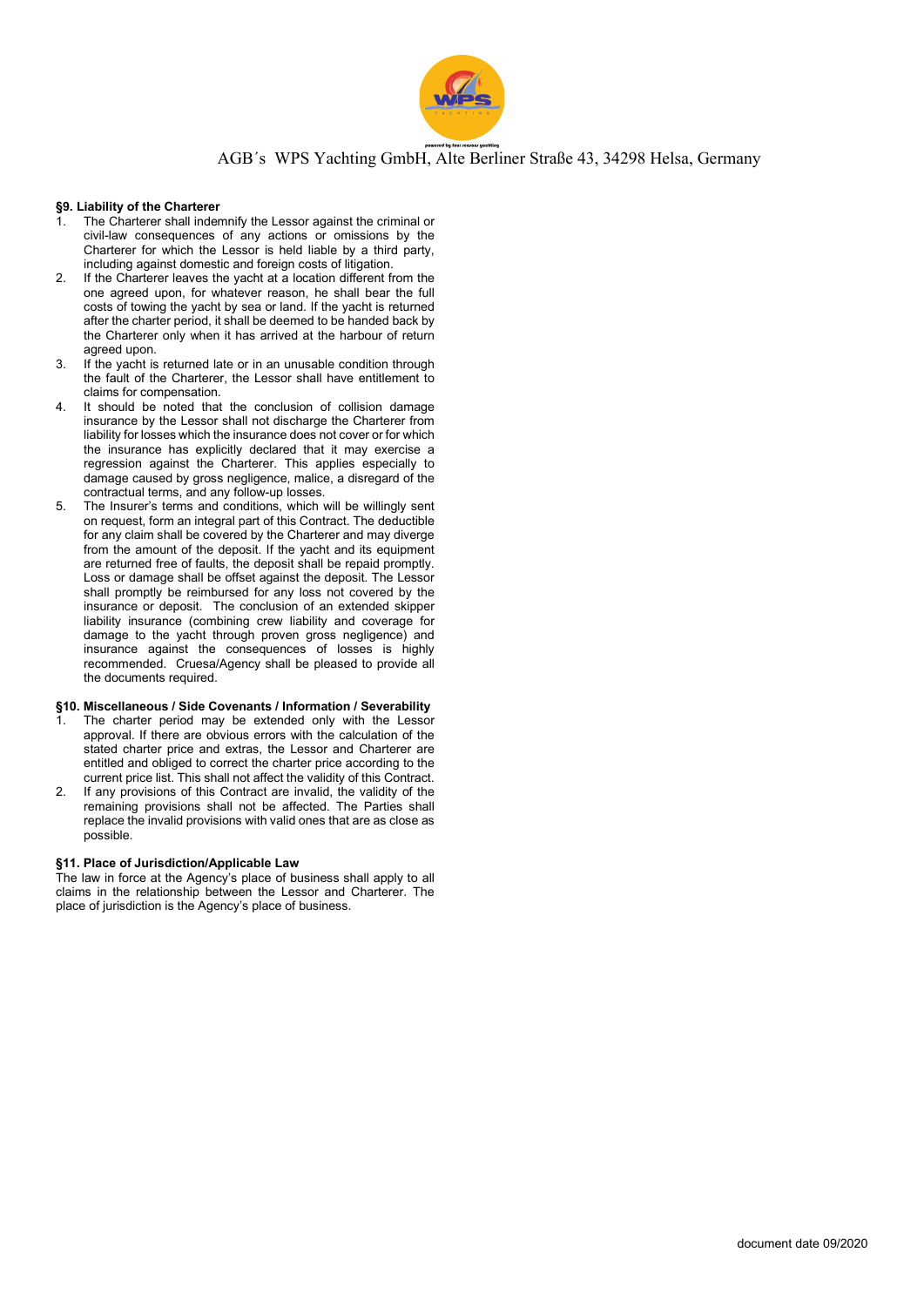## §9. Liability of the Charterer

1. The Charterer shall indemnify the Lessor against the criminal or civil-law consequences of any actions or omissions by the Charterer for which the Lessor is held liable by a third party, including against domestic and foreign costs of litigation.
2. If the Charterer leaves the yacht at a location different from the one agreed upon, for whatever reason, he shall bear the full costs of towing the yacht by sea or land. If the yacht is returned after the charter period, it shall be deemed to be handed back by the Charterer only when it has arrived at the harbour of return agreed upon.
3. If the yacht is returned late or in an unusable condition through the fault of the Charterer, the Lessor shall have entitlement to claims for compensation.
4. It should be noted that the conclusion of collision damage insurance by the Lessor shall not discharge the Charterer from liability for losses which the insurance does not cover or for which the insurance has explicitly declared that it may exercise a regression against the Charterer. This applies especially to damage caused by gross negligence, malice, a disregard of the contractual terms, and any follow-up losses.
5. The Insurer's terms and conditions, which will be willingly sent on request, form an integral part of this Contract. The deductible for any claim shall be covered by the Charterer and may diverge from the amount of the deposit. If the yacht and its equipment are returned free of faults, the deposit shall be repaid promptly. Loss or damage shall be offset against the deposit. The Lessor shall promptly be reimbursed for any loss not covered by the insurance or deposit. The conclusion of an extended skipper liability insurance (combining crew liability and coverage for damage to the yacht through proven gross negligence) and insurance against the consequences of losses is highly recommended. Cruesa/Agency shall be pleased to provide all the documents required.

## §10. Miscellaneous / Side Covenants / Information / Severability

1. The charter period may be extended only with the Lessor approval. If there are obvious errors with the calculation of the stated charter price and extras, the Lessor and Charterer are entitled and obliged to correct the charter price according to the current price list. This shall not affect the validity of this Contract.
2. If any provisions of this Contract are invalid, the validity of the remaining provisions shall not be affected. The Parties shall replace the invalid provisions with valid ones that are as close as possible.

## §11. Place of Jurisdiction/Applicable Law

The law in force at the Agency's place of business shall apply to all claims in the relationship between the Lessor and Charterer. The place of jurisdiction is the Agency's place of business.